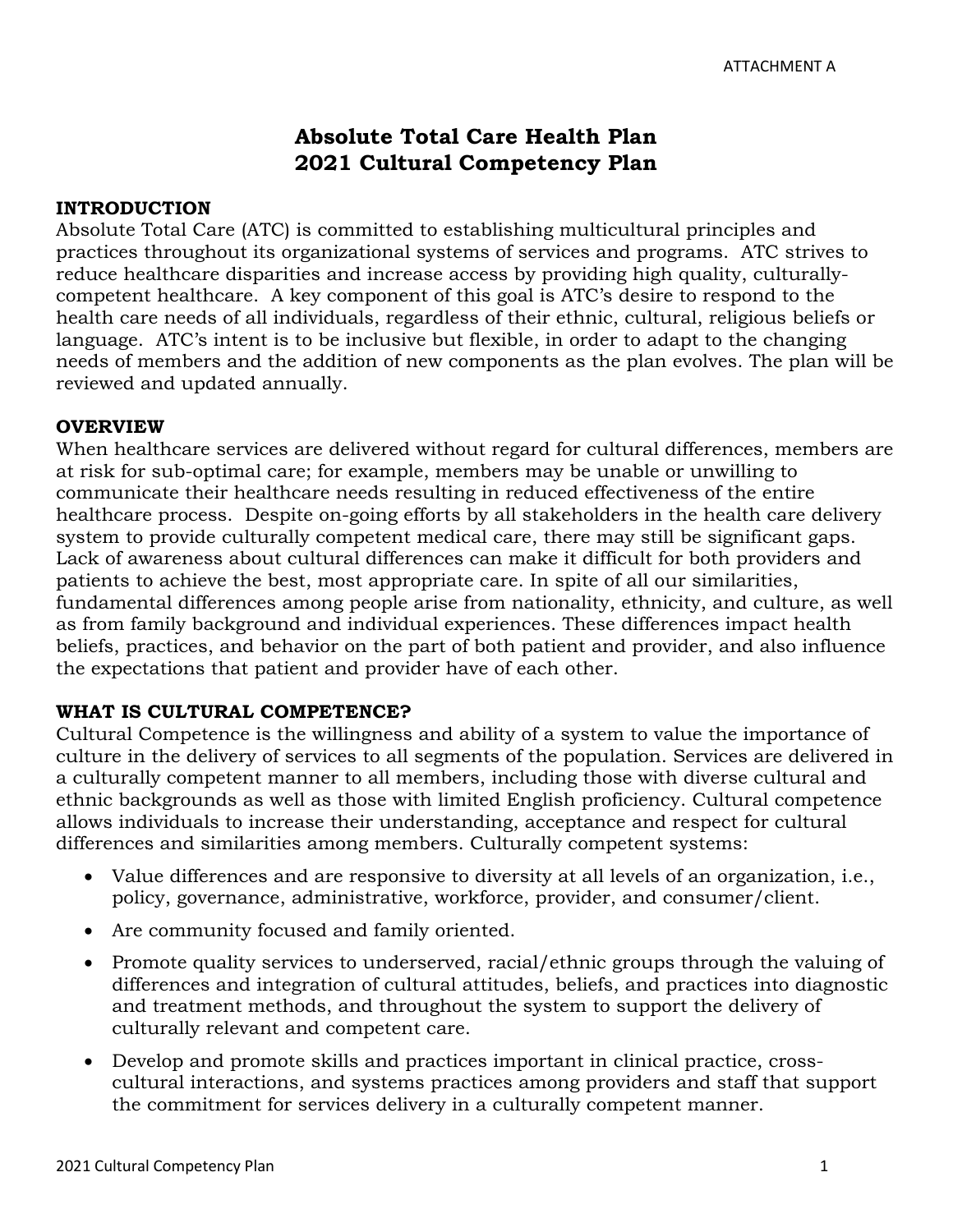ATTACHMENT A

# Absolute Total Care Health Plan
# 2021 Cultural Competency Plan

## INTRODUCTION

Absolute Total Care (ATC) is committed to establishing multicultural principles and practices throughout its organizational systems of services and programs. ATC strives to reduce healthcare disparities and increase access by providing high quality, culturally-competent healthcare. A key component of this goal is ATC's desire to respond to the health care needs of all individuals, regardless of their ethnic, cultural, religious beliefs or language. ATC's intent is to be inclusive but flexible, in order to adapt to the changing needs of members and the addition of new components as the plan evolves. The plan will be reviewed and updated annually.

## OVERVIEW

When healthcare services are delivered without regard for cultural differences, members are at risk for sub-optimal care; for example, members may be unable or unwilling to communicate their healthcare needs resulting in reduced effectiveness of the entire healthcare process. Despite on-going efforts by all stakeholders in the health care delivery system to provide culturally competent medical care, there may still be significant gaps. Lack of awareness about cultural differences can make it difficult for both providers and patients to achieve the best, most appropriate care. In spite of all our similarities, fundamental differences among people arise from nationality, ethnicity, and culture, as well as from family background and individual experiences. These differences impact health beliefs, practices, and behavior on the part of both patient and provider, and also influence the expectations that patient and provider have of each other.

## WHAT IS CULTURAL COMPETENCE?

Cultural Competence is the willingness and ability of a system to value the importance of culture in the delivery of services to all segments of the population. Services are delivered in a culturally competent manner to all members, including those with diverse cultural and ethnic backgrounds as well as those with limited English proficiency. Cultural competence allows individuals to increase their understanding, acceptance and respect for cultural differences and similarities among members. Culturally competent systems:

- Value differences and are responsive to diversity at all levels of an organization, i.e., policy, governance, administrative, workforce, provider, and consumer/client.
- Are community focused and family oriented.
- Promote quality services to underserved, racial/ethnic groups through the valuing of differences and integration of cultural attitudes, beliefs, and practices into diagnostic and treatment methods, and throughout the system to support the delivery of culturally relevant and competent care.
- Develop and promote skills and practices important in clinical practice, cross-cultural interactions, and systems practices among providers and staff that support the commitment for services delivery in a culturally competent manner.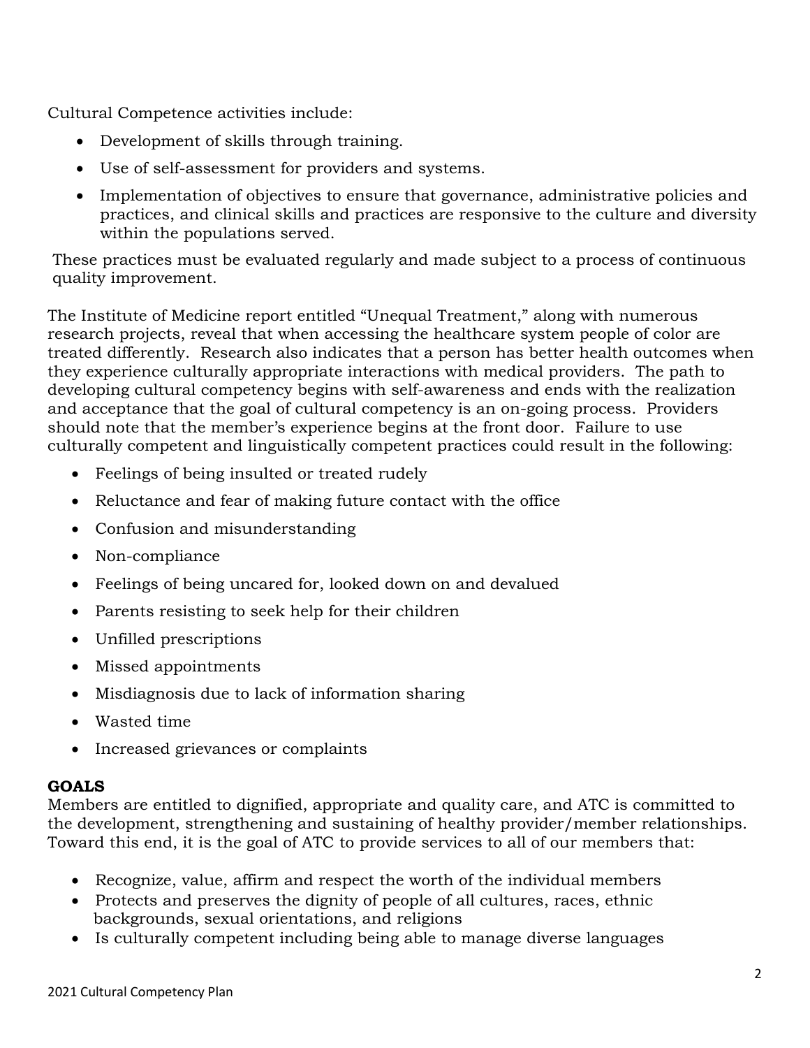Cultural Competence activities include:

- Development of skills through training.
- Use of self-assessment for providers and systems.
- Implementation of objectives to ensure that governance, administrative policies and practices, and clinical skills and practices are responsive to the culture and diversity within the populations served.

These practices must be evaluated regularly and made subject to a process of continuous quality improvement.

The Institute of Medicine report entitled "Unequal Treatment," along with numerous research projects, reveal that when accessing the healthcare system people of color are treated differently. Research also indicates that a person has better health outcomes when they experience culturally appropriate interactions with medical providers. The path to developing cultural competency begins with self-awareness and ends with the realization and acceptance that the goal of cultural competency is an on-going process. Providers should note that the member's experience begins at the front door. Failure to use culturally competent and linguistically competent practices could result in the following:

- Feelings of being insulted or treated rudely
- Reluctance and fear of making future contact with the office
- Confusion and misunderstanding
- Non-compliance
- Feelings of being uncared for, looked down on and devalued
- Parents resisting to seek help for their children
- Unfilled prescriptions
- Missed appointments
- Misdiagnosis due to lack of information sharing
- Wasted time
- Increased grievances or complaints

**GOALS**

Members are entitled to dignified, appropriate and quality care, and ATC is committed to the development, strengthening and sustaining of healthy provider/member relationships. Toward this end, it is the goal of ATC to provide services to all of our members that:

- Recognize, value, affirm and respect the worth of the individual members
- Protects and preserves the dignity of people of all cultures, races, ethnic backgrounds, sexual orientations, and religions
- Is culturally competent including being able to manage diverse languages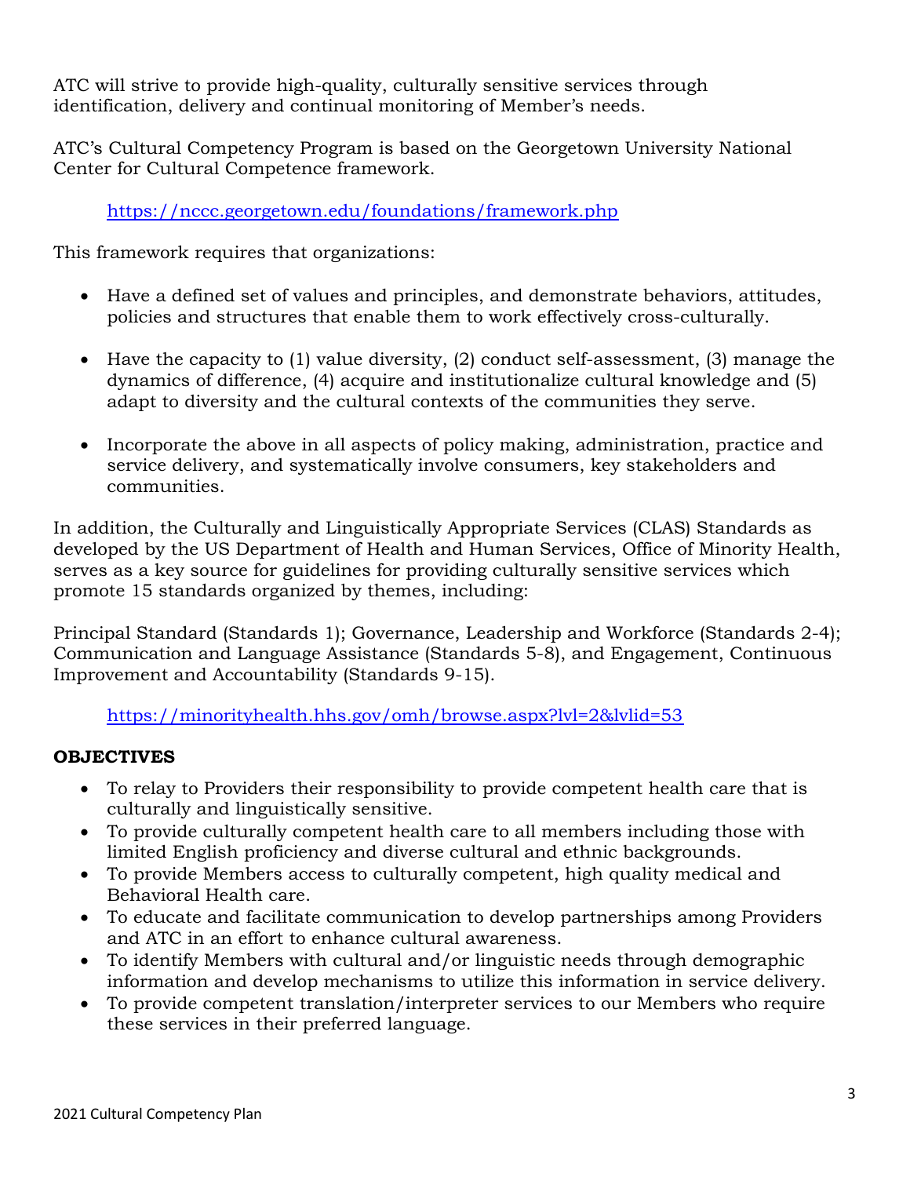ATC will strive to provide high-quality, culturally sensitive services through identification, delivery and continual monitoring of Member's needs.

ATC's Cultural Competency Program is based on the Georgetown University National Center for Cultural Competence framework.

https://nccc.georgetown.edu/foundations/framework.php

This framework requires that organizations:

- Have a defined set of values and principles, and demonstrate behaviors, attitudes, policies and structures that enable them to work effectively cross-culturally.
- Have the capacity to (1) value diversity, (2) conduct self-assessment, (3) manage the dynamics of difference, (4) acquire and institutionalize cultural knowledge and (5) adapt to diversity and the cultural contexts of the communities they serve.
- Incorporate the above in all aspects of policy making, administration, practice and service delivery, and systematically involve consumers, key stakeholders and communities.

In addition, the Culturally and Linguistically Appropriate Services (CLAS) Standards as developed by the US Department of Health and Human Services, Office of Minority Health, serves as a key source for guidelines for providing culturally sensitive services which promote 15 standards organized by themes, including:

Principal Standard (Standards 1); Governance, Leadership and Workforce (Standards 2-4); Communication and Language Assistance (Standards 5-8), and Engagement, Continuous Improvement and Accountability (Standards 9-15).

https://minorityhealth.hhs.gov/omh/browse.aspx?lvl=2&lvlid=53

## OBJECTIVES

- To relay to Providers their responsibility to provide competent health care that is culturally and linguistically sensitive.
- To provide culturally competent health care to all members including those with limited English proficiency and diverse cultural and ethnic backgrounds.
- To provide Members access to culturally competent, high quality medical and Behavioral Health care.
- To educate and facilitate communication to develop partnerships among Providers and ATC in an effort to enhance cultural awareness.
- To identify Members with cultural and/or linguistic needs through demographic information and develop mechanisms to utilize this information in service delivery.
- To provide competent translation/interpreter services to our Members who require these services in their preferred language.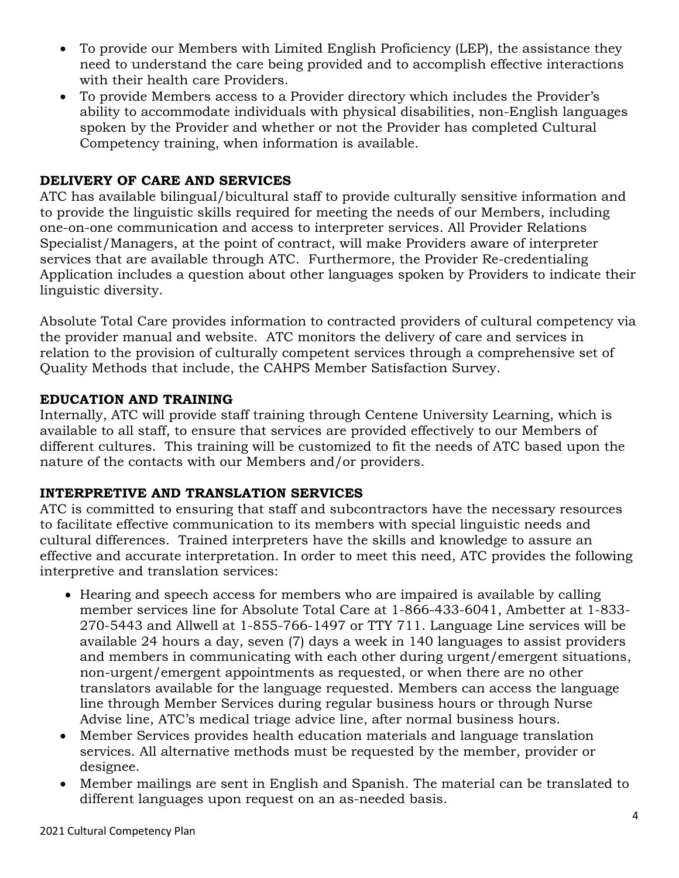- To provide our Members with Limited English Proficiency (LEP), the assistance they need to understand the care being provided and to accomplish effective interactions with their health care Providers.
- To provide Members access to a Provider directory which includes the Provider's ability to accommodate individuals with physical disabilities, non-English languages spoken by the Provider and whether or not the Provider has completed Cultural Competency training, when information is available.

**DELIVERY OF CARE AND SERVICES**

ATC has available bilingual/bicultural staff to provide culturally sensitive information and to provide the linguistic skills required for meeting the needs of our Members, including one-on-one communication and access to interpreter services. All Provider Relations Specialist/Managers, at the point of contract, will make Providers aware of interpreter services that are available through ATC. Furthermore, the Provider Re-credentialing Application includes a question about other languages spoken by Providers to indicate their linguistic diversity.

Absolute Total Care provides information to contracted providers of cultural competency via the provider manual and website. ATC monitors the delivery of care and services in relation to the provision of culturally competent services through a comprehensive set of Quality Methods that include, the CAHPS Member Satisfaction Survey.

**EDUCATION AND TRAINING**

Internally, ATC will provide staff training through Centene University Learning, which is available to all staff, to ensure that services are provided effectively to our Members of different cultures. This training will be customized to fit the needs of ATC based upon the nature of the contacts with our Members and/or providers.

**INTERPRETIVE AND TRANSLATION SERVICES**

ATC is committed to ensuring that staff and subcontractors have the necessary resources to facilitate effective communication to its members with special linguistic needs and cultural differences. Trained interpreters have the skills and knowledge to assure an effective and accurate interpretation. In order to meet this need, ATC provides the following interpretive and translation services:

- Hearing and speech access for members who are impaired is available by calling member services line for Absolute Total Care at 1-866-433-6041, Ambetter at 1-833-270-5443 and Allwell at 1-855-766-1497 or TTY 711. Language Line services will be available 24 hours a day, seven (7) days a week in 140 languages to assist providers and members in communicating with each other during urgent/emergent situations, non-urgent/emergent appointments as requested, or when there are no other translators available for the language requested. Members can access the language line through Member Services during regular business hours or through Nurse Advise line, ATC's medical triage advice line, after normal business hours.
- Member Services provides health education materials and language translation services. All alternative methods must be requested by the member, provider or designee.
- Member mailings are sent in English and Spanish. The material can be translated to different languages upon request on an as-needed basis.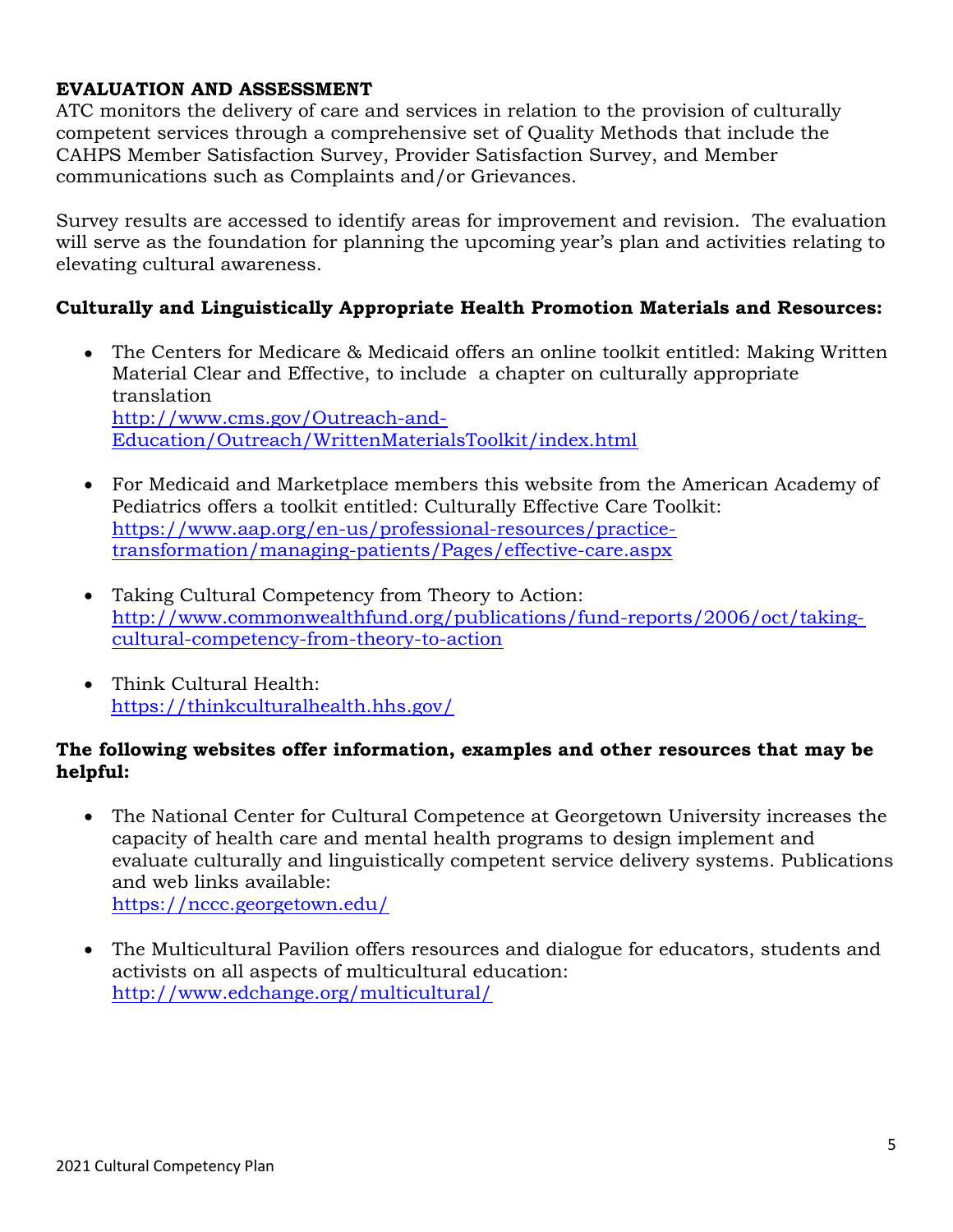**EVALUATION AND ASSESSMENT**

ATC monitors the delivery of care and services in relation to the provision of culturally competent services through a comprehensive set of Quality Methods that include the CAHPS Member Satisfaction Survey, Provider Satisfaction Survey, and Member communications such as Complaints and/or Grievances.

Survey results are accessed to identify areas for improvement and revision. The evaluation will serve as the foundation for planning the upcoming year's plan and activities relating to elevating cultural awareness.

**Culturally and Linguistically Appropriate Health Promotion Materials and Resources:**

- The Centers for Medicare & Medicaid offers an online toolkit entitled: Making Written Material Clear and Effective, to include a chapter on culturally appropriate translation
  http://www.cms.gov/Outreach-and-Education/Outreach/WrittenMaterialsToolkit/index.html

- For Medicaid and Marketplace members this website from the American Academy of Pediatrics offers a toolkit entitled: Culturally Effective Care Toolkit:
  https://www.aap.org/en-us/professional-resources/practice-transformation/managing-patients/Pages/effective-care.aspx

- Taking Cultural Competency from Theory to Action:
  http://www.commonwealthfund.org/publications/fund-reports/2006/oct/taking-cultural-competency-from-theory-to-action

- Think Cultural Health:
  https://thinkculturalhealth.hhs.gov/

**The following websites offer information, examples and other resources that may be helpful:**

- The National Center for Cultural Competence at Georgetown University increases the capacity of health care and mental health programs to design implement and evaluate culturally and linguistically competent service delivery systems. Publications and web links available:
  https://nccc.georgetown.edu/

- The Multicultural Pavilion offers resources and dialogue for educators, students and activists on all aspects of multicultural education:
  http://www.edchange.org/multicultural/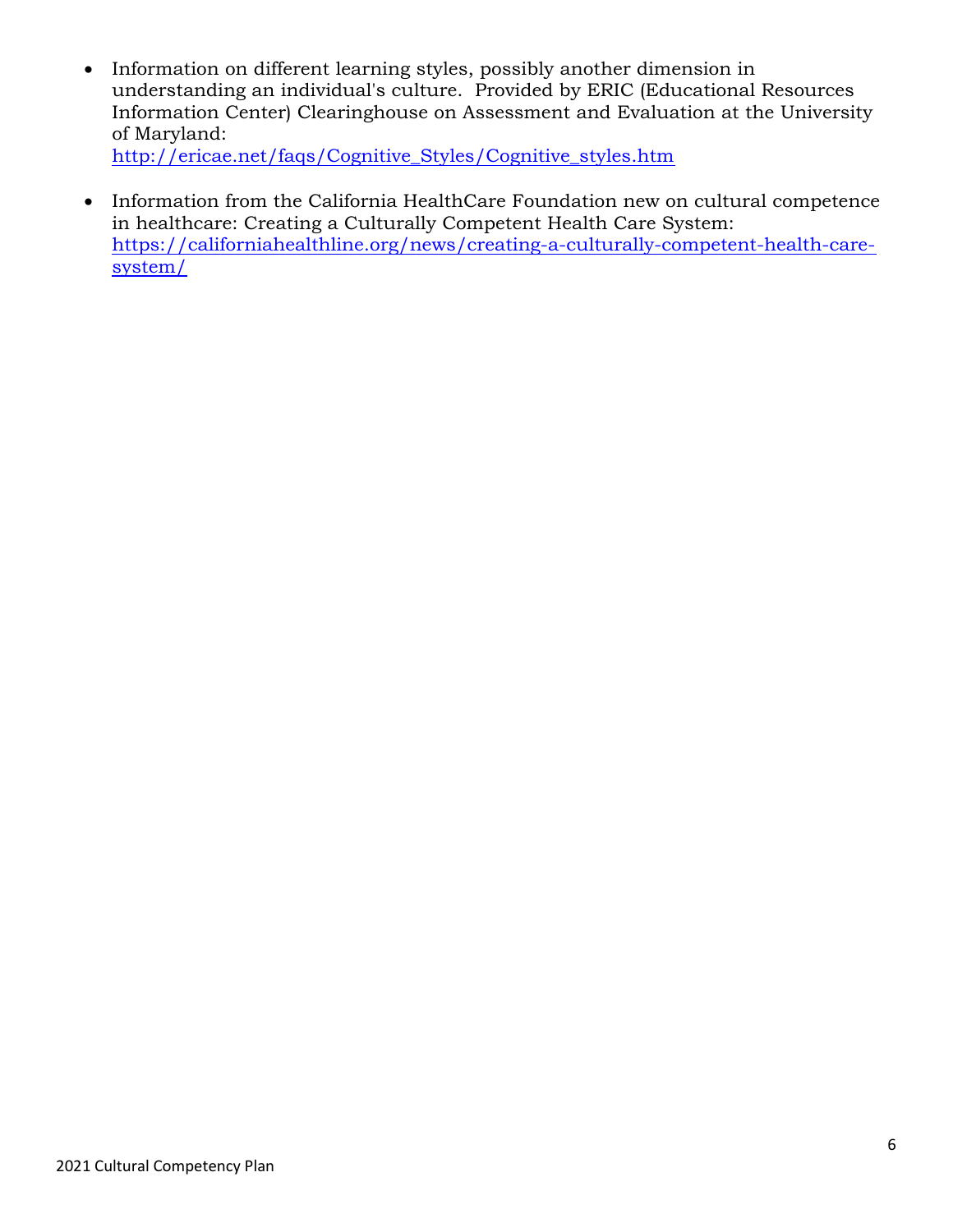- Information on different learning styles, possibly another dimension in understanding an individual's culture. Provided by ERIC (Educational Resources Information Center) Clearinghouse on Assessment and Evaluation at the University of Maryland: http://ericae.net/faqs/Cognitive_Styles/Cognitive_styles.htm

- Information from the California HealthCare Foundation new on cultural competence in healthcare: Creating a Culturally Competent Health Care System: https://californiahealthline.org/news/creating-a-culturally-competent-health-care-system/